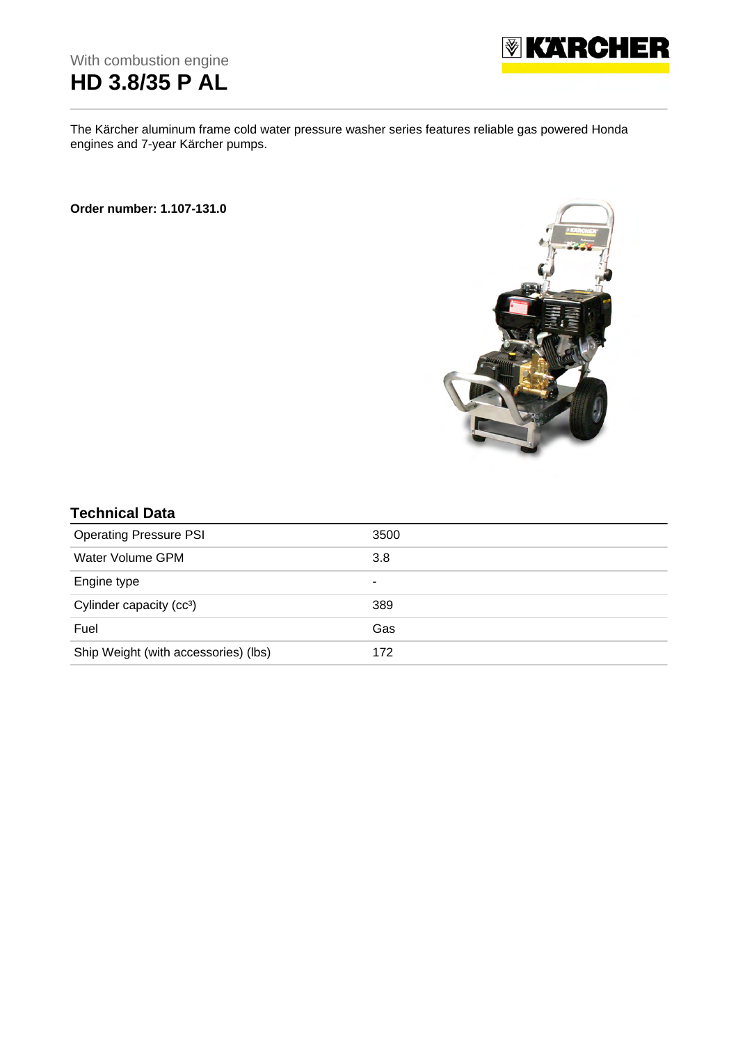With combustion engine

# HD 3.8/35 P AL

The Kärcher aluminum frame cold water pressure washer series features reliable gas powered Honda engines and 7-year Kärcher pumps.

**Order number: 1.107-131.0**

## Technical Data

| | |
|---|---|
| Operating Pressure PSI | 3500 |
| Water Volume GPM | 3.8 |
| Engine type | - |
| Cylinder capacity (cc³) | 389 |
| Fuel | Gas |
| Ship Weight (with accessories) (lbs) | 172 |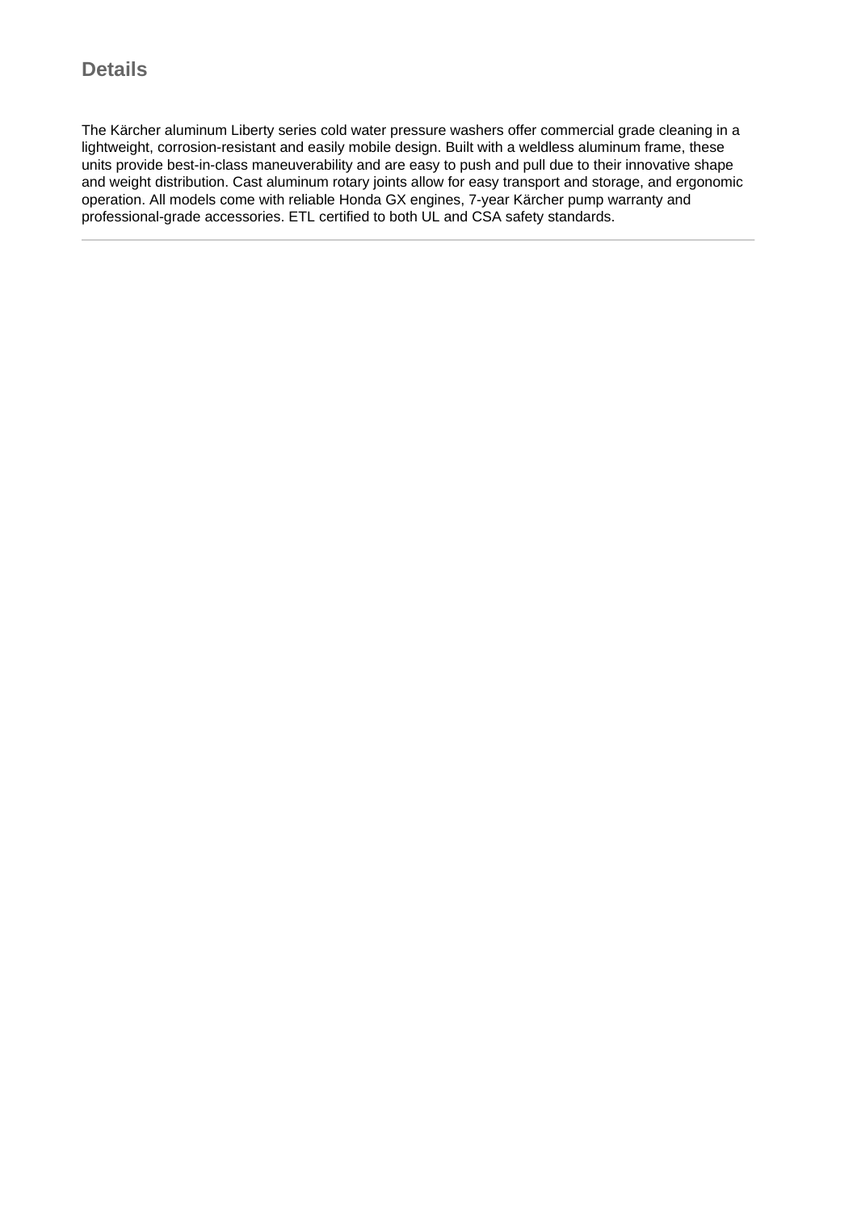## Details

The Kärcher aluminum Liberty series cold water pressure washers offer commercial grade cleaning in a lightweight, corrosion-resistant and easily mobile design. Built with a weldless aluminum frame, these units provide best-in-class maneuverability and are easy to push and pull due to their innovative shape and weight distribution. Cast aluminum rotary joints allow for easy transport and storage, and ergonomic operation. All models come with reliable Honda GX engines, 7-year Kärcher pump warranty and professional-grade accessories. ETL certified to both UL and CSA safety standards.

---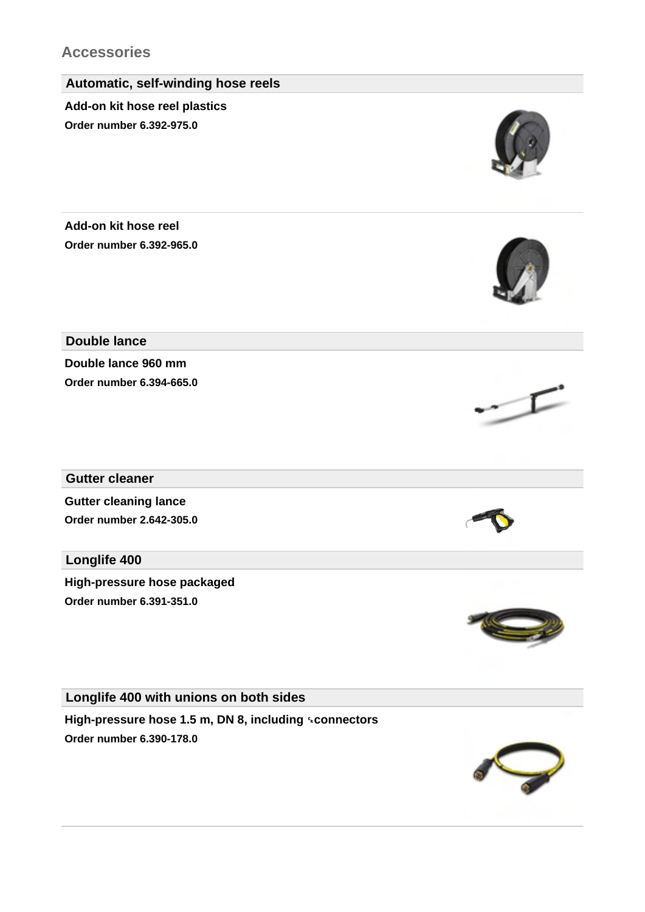## Accessories

### Automatic, self-winding hose reels

**Add-on kit hose reel plastics**

**Order number 6.392-975.0**

**Add-on kit hose reel**

**Order number 6.392-965.0**

### Double lance

**Double lance 960 mm**

**Order number 6.394-665.0**

### Gutter cleaner

**Gutter cleaning lance**

**Order number 2.642-305.0**

### Longlife 400

**High-pressure hose packaged**

**Order number 6.391-351.0**

### Longlife 400 with unions on both sides

**High-pressure hose 1.5 m, DN 8, including connectors**

**Order number 6.390-178.0**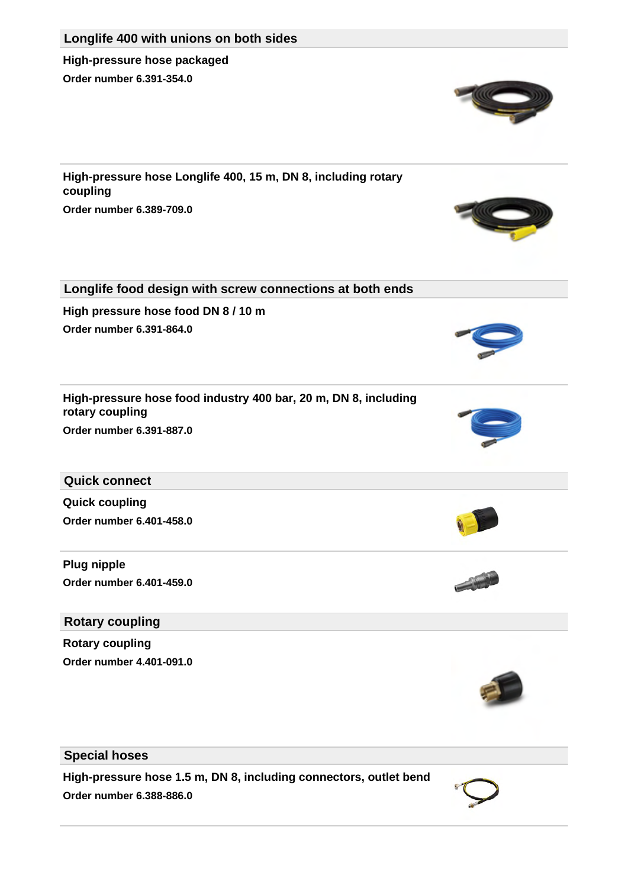## Longlife 400 with unions on both sides

**High-pressure hose packaged**

**Order number 6.391-354.0**

**High-pressure hose Longlife 400, 15 m, DN 8, including rotary coupling**

**Order number 6.389-709.0**

## Longlife food design with screw connections at both ends

**High pressure hose food DN 8 / 10 m**

**Order number 6.391-864.0**

**High-pressure hose food industry 400 bar, 20 m, DN 8, including rotary coupling**

**Order number 6.391-887.0**

## Quick connect

**Quick coupling**

**Order number 6.401-458.0**

**Plug nipple**

**Order number 6.401-459.0**

## Rotary coupling

**Rotary coupling**

**Order number 4.401-091.0**

## Special hoses

**High-pressure hose 1.5 m, DN 8, including connectors, outlet bend**

**Order number 6.388-886.0**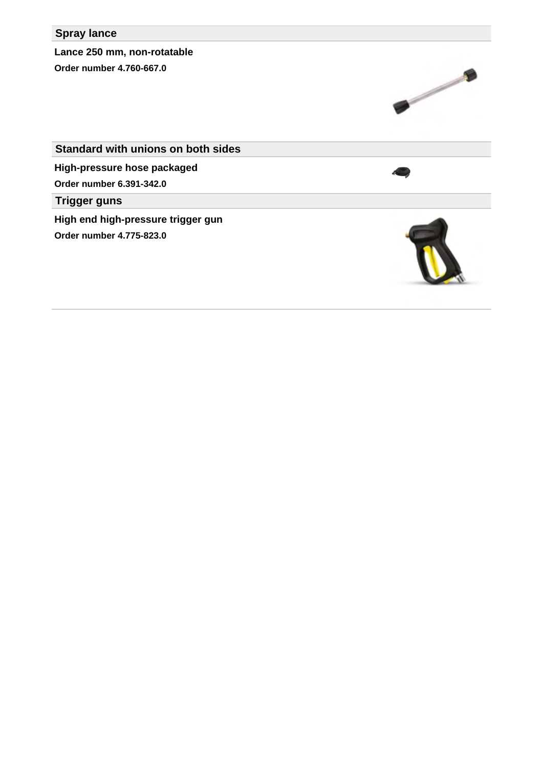## Spray lance

**Lance 250 mm, non-rotatable**

**Order number 4.760-667.0**

## Standard with unions on both sides

**High-pressure hose packaged**

**Order number 6.391-342.0**

## Trigger guns

**High end high-pressure trigger gun**

**Order number 4.775-823.0**